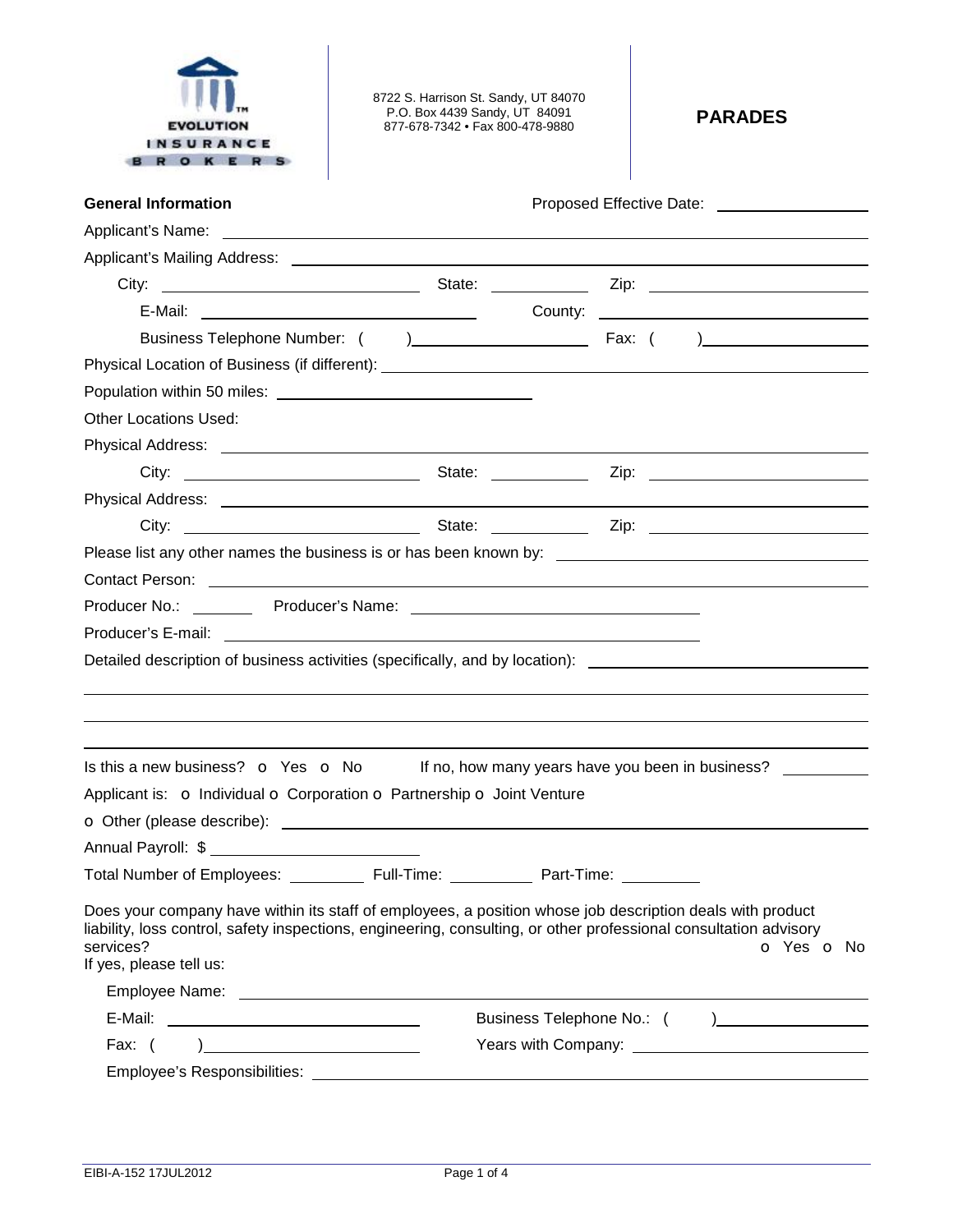EVOLUTION INSURANCE BROKERS™

8722 S. Harrison St. Sandy, UT 84070
P.O. Box 4439 Sandy, UT 84091
877-678-7342 • Fax 800-478-9880

# PARADES

**General Information** Proposed Effective Date: ____________

Applicant's Name: ____________

Applicant's Mailing Address: ____________

City: ____________ State: ____________ Zip: ____________

E-Mail: ____________ County: ____________

Business Telephone Number: ( ) ____________ Fax: ( ) ____________

Physical Location of Business (if different): ____________

Population within 50 miles: ____________

Other Locations Used:

Physical Address: ____________

City: ____________ State: ____________ Zip: ____________

Physical Address: ____________

City: ____________ State: ____________ Zip: ____________

Please list any other names the business is or has been known by: ____________

Contact Person: ____________

Producer No.: ________ Producer's Name: ____________

Producer's E-mail: ____________

Detailed description of business activities (specifically, and by location): ____________

____________

____________

____________

Is this a new business? o Yes o No If no, how many years have you been in business? ________

Applicant is: o Individual o Corporation o Partnership o Joint Venture

o Other (please describe): ____________

Annual Payroll: $ ____________

Total Number of Employees: ________ Full-Time: ________ Part-Time: ________

Does your company have within its staff of employees, a position whose job description deals with product liability, loss control, safety inspections, engineering, consulting, or other professional consultation advisory services? o Yes o No

If yes, please tell us:

Employee Name: ____________

E-Mail: ____________ Business Telephone No.: ( ) ____________

Fax: ( ) ____________ Years with Company: ____________

Employee's Responsibilities: ____________

EIBI-A-152 17JUL2012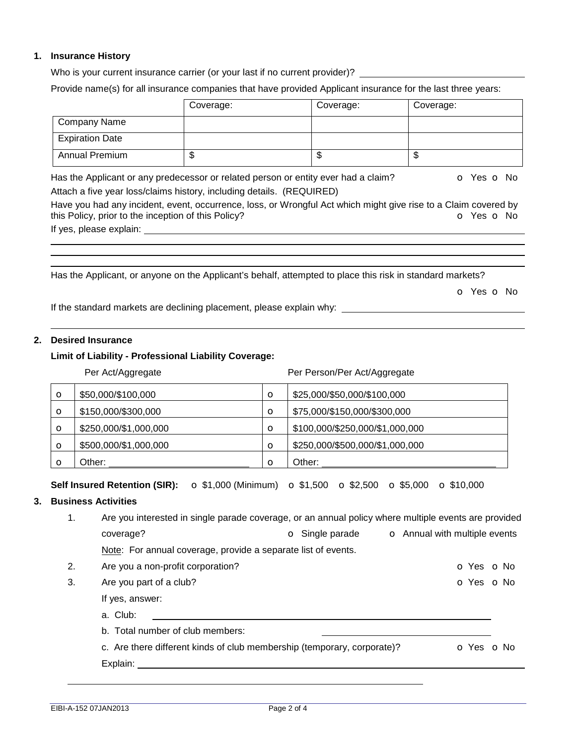## 1. Insurance History

Who is your current insurance carrier (or your last if no current provider)? ______________________

Provide name(s) for all insurance companies that have provided Applicant insurance for the last three years:

| | Coverage: | Coverage: | Coverage: |
|---|---|---|---|
| Company Name | | | |
| Expiration Date | | | |
| Annual Premium | $ | $ | $ |

Has the Applicant or any predecessor or related person or entity ever had a claim? o Yes o No

Attach a five year loss/claims history, including details. (REQUIRED)

Have you had any incident, event, occurrence, loss, or Wrongful Act which might give rise to a Claim covered by this Policy, prior to the inception of this Policy? o Yes o No

If yes, please explain: ______________________

Has the Applicant, or anyone on the Applicant's behalf, attempted to place this risk in standard markets?

o Yes o No

If the standard markets are declining placement, please explain why: ______________________

## 2. Desired Insurance

**Limit of Liability - Professional Liability Coverage:**

| | Per Act/Aggregate | | Per Person/Per Act/Aggregate |
|---|---|---|---|
| o | $50,000/$100,000 | o | $25,000/$50,000/$100,000 |
| o | $150,000/$300,000 | o | $75,000/$150,000/$300,000 |
| o | $250,000/$1,000,000 | o | $100,000/$250,000/$1,000,000 |
| o | $500,000/$1,000,000 | o | $250,000/$500,000/$1,000,000 |
| o | Other: ______________ | o | Other: ______________ |

**Self Insured Retention (SIR):** o $1,000 (Minimum) o $1,500 o $2,500 o $5,000 o $10,000

## 3. Business Activities

1. Are you interested in single parade coverage, or an annual policy where multiple events are provided coverage? o Single parade o Annual with multiple events

   Note: For annual coverage, provide a separate list of events.

2. Are you a non-profit corporation? o Yes o No

3. Are you part of a club? o Yes o No

   If yes, answer:

   a. Club: ______________________

   b. Total number of club members: ______________________

   c. Are there different kinds of club membership (temporary, corporate)? o Yes o No

   Explain: ______________________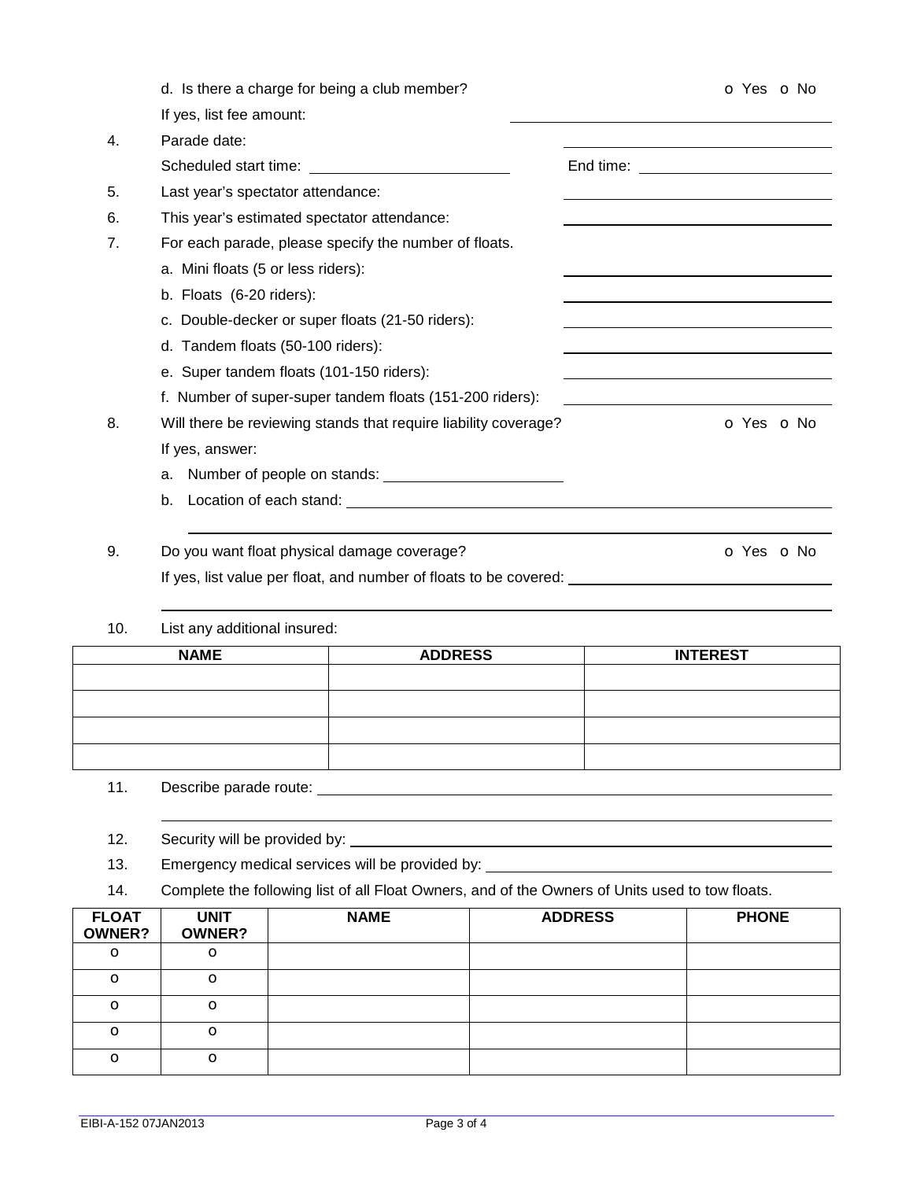d. Is there a charge for being a club member? o Yes o No

If yes, list fee amount: ______________________

4. Parade date: ______________________

   Scheduled start time: ______________________ End time: ______________________

5. Last year's spectator attendance: ______________________

6. This year's estimated spectator attendance: ______________________

7. For each parade, please specify the number of floats.

   a. Mini floats (5 or less riders): ______________________

   b. Floats (6-20 riders): ______________________

   c. Double-decker or super floats (21-50 riders): ______________________

   d. Tandem floats (50-100 riders): ______________________

   e. Super tandem floats (101-150 riders): ______________________

   f. Number of super-super tandem floats (151-200 riders): ______________________

8. Will there be reviewing stands that require liability coverage? o Yes o No

   If yes, answer:

   a. Number of people on stands: ______________________

   b. Location of each stand: ______________________

9. Do you want float physical damage coverage? o Yes o No

   If yes, list value per float, and number of floats to be covered: ______________________

10. List any additional insured:

| NAME | ADDRESS | INTEREST |
|---|---|---|
| | | |
| | | |
| | | |
| | | |

11. Describe parade route: ______________________

12. Security will be provided by: ______________________

13. Emergency medical services will be provided by: ______________________

14. Complete the following list of all Float Owners, and of the Owners of Units used to tow floats.

| FLOAT OWNER? | UNIT OWNER? | NAME | ADDRESS | PHONE |
|---|---|---|---|---|
| o | o | | | |
| o | o | | | |
| o | o | | | |
| o | o | | | |
| o | o | | | |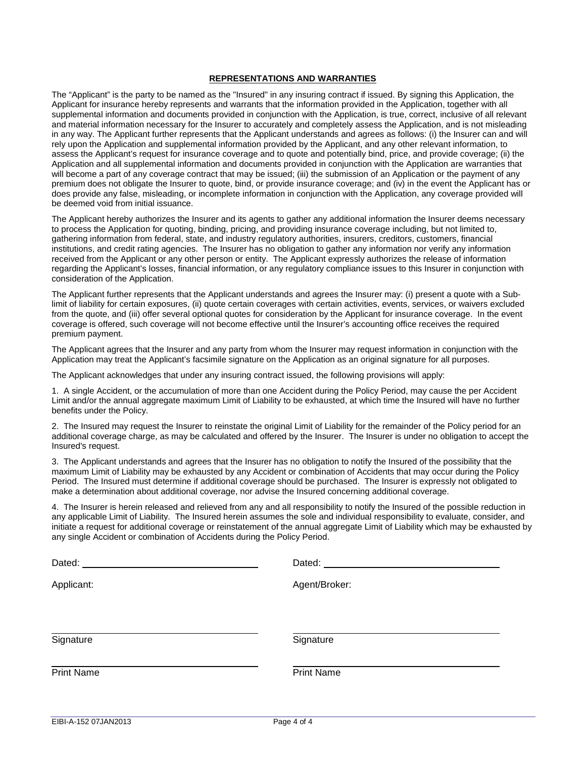## REPRESENTATIONS AND WARRANTIES

The "Applicant" is the party to be named as the "Insured" in any insuring contract if issued. By signing this Application, the Applicant for insurance hereby represents and warrants that the information provided in the Application, together with all supplemental information and documents provided in conjunction with the Application, is true, correct, inclusive of all relevant and material information necessary for the Insurer to accurately and completely assess the Application, and is not misleading in any way. The Applicant further represents that the Applicant understands and agrees as follows: (i) the Insurer can and will rely upon the Application and supplemental information provided by the Applicant, and any other relevant information, to assess the Applicant's request for insurance coverage and to quote and potentially bind, price, and provide coverage; (ii) the Application and all supplemental information and documents provided in conjunction with the Application are warranties that will become a part of any coverage contract that may be issued; (iii) the submission of an Application or the payment of any premium does not obligate the Insurer to quote, bind, or provide insurance coverage; and (iv) in the event the Applicant has or does provide any false, misleading, or incomplete information in conjunction with the Application, any coverage provided will be deemed void from initial issuance.

The Applicant hereby authorizes the Insurer and its agents to gather any additional information the Insurer deems necessary to process the Application for quoting, binding, pricing, and providing insurance coverage including, but not limited to, gathering information from federal, state, and industry regulatory authorities, insurers, creditors, customers, financial institutions, and credit rating agencies. The Insurer has no obligation to gather any information nor verify any information received from the Applicant or any other person or entity. The Applicant expressly authorizes the release of information regarding the Applicant's losses, financial information, or any regulatory compliance issues to this Insurer in conjunction with consideration of the Application.

The Applicant further represents that the Applicant understands and agrees the Insurer may: (i) present a quote with a Sub-limit of liability for certain exposures, (ii) quote certain coverages with certain activities, events, services, or waivers excluded from the quote, and (iii) offer several optional quotes for consideration by the Applicant for insurance coverage. In the event coverage is offered, such coverage will not become effective until the Insurer's accounting office receives the required premium payment.

The Applicant agrees that the Insurer and any party from whom the Insurer may request information in conjunction with the Application may treat the Applicant's facsimile signature on the Application as an original signature for all purposes.

The Applicant acknowledges that under any insuring contract issued, the following provisions will apply:

1. A single Accident, or the accumulation of more than one Accident during the Policy Period, may cause the per Accident Limit and/or the annual aggregate maximum Limit of Liability to be exhausted, at which time the Insured will have no further benefits under the Policy.

2. The Insured may request the Insurer to reinstate the original Limit of Liability for the remainder of the Policy period for an additional coverage charge, as may be calculated and offered by the Insurer. The Insurer is under no obligation to accept the Insured's request.

3. The Applicant understands and agrees that the Insurer has no obligation to notify the Insured of the possibility that the maximum Limit of Liability may be exhausted by any Accident or combination of Accidents that may occur during the Policy Period. The Insured must determine if additional coverage should be purchased. The Insurer is expressly not obligated to make a determination about additional coverage, nor advise the Insured concerning additional coverage.

4. The Insurer is herein released and relieved from any and all responsibility to notify the Insured of the possible reduction in any applicable Limit of Liability. The Insured herein assumes the sole and individual responsibility to evaluate, consider, and initiate a request for additional coverage or reinstatement of the annual aggregate Limit of Liability which may be exhausted by any single Accident or combination of Accidents during the Policy Period.

| | |
|---|---|
| Dated: ______________________ | Dated: ______________________ |
| Applicant: | Agent/Broker: |
| ______________________ | ______________________ |
| Signature | Signature |
| ______________________ | ______________________ |
| Print Name | Print Name |

EIBI-A-152 07JAN2013